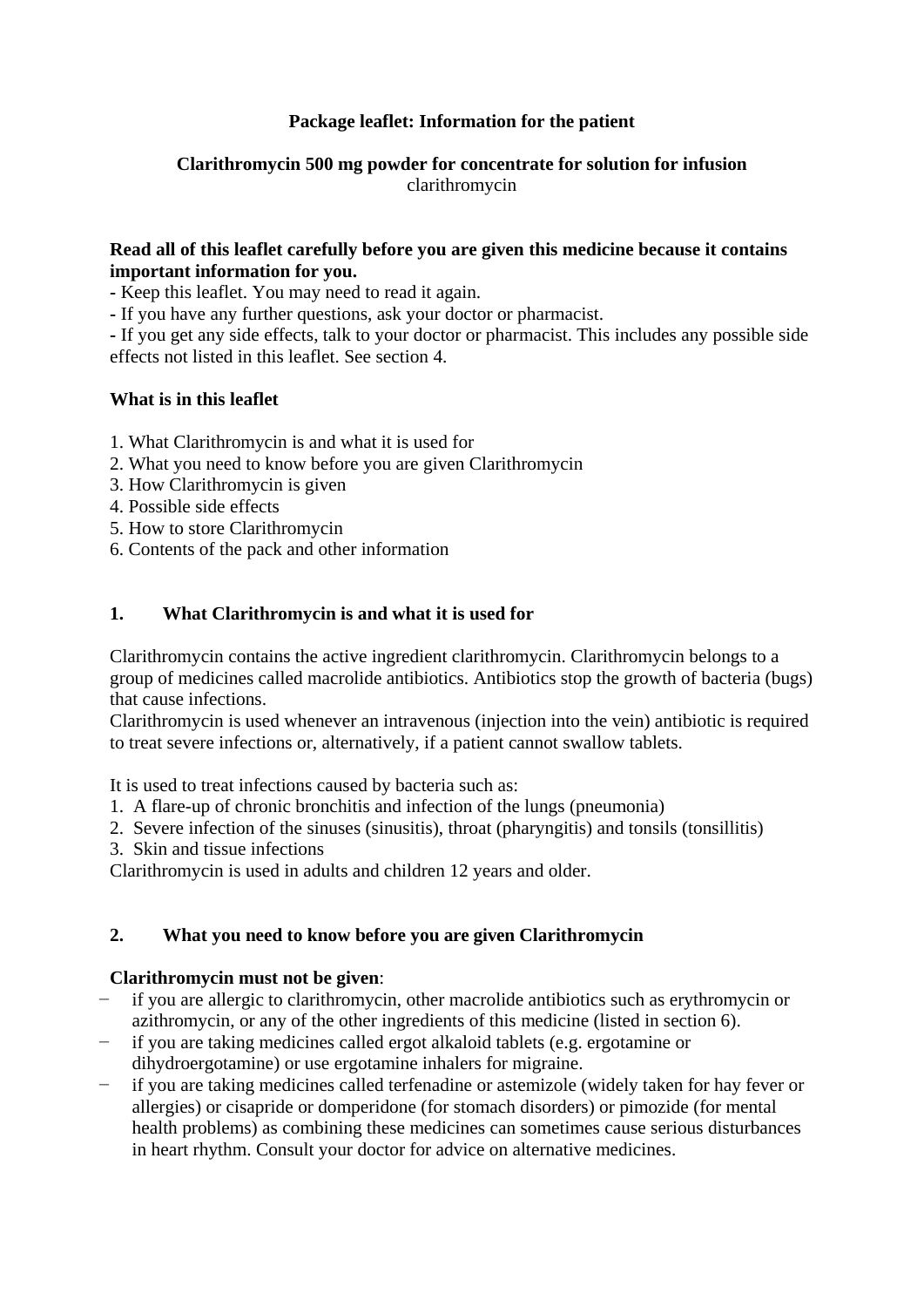**Package leaflet: Information for the patient**

**Clarithromycin 500 mg powder for concentrate for solution for infusion**
clarithromycin

**Read all of this leaflet carefully before you are given this medicine because it contains important information for you.**
- Keep this leaflet. You may need to read it again.
- If you have any further questions, ask your doctor or pharmacist.
- If you get any side effects, talk to your doctor or pharmacist. This includes any possible side effects not listed in this leaflet. See section 4.

**What is in this leaflet**

1. What Clarithromycin is and what it is used for
2. What you need to know before you are given Clarithromycin
3. How Clarithromycin is given
4. Possible side effects
5. How to store Clarithromycin
6. Contents of the pack and other information

## 1. What Clarithromycin is and what it is used for

Clarithromycin contains the active ingredient clarithromycin. Clarithromycin belongs to a group of medicines called macrolide antibiotics. Antibiotics stop the growth of bacteria (bugs) that cause infections.
Clarithromycin is used whenever an intravenous (injection into the vein) antibiotic is required to treat severe infections or, alternatively, if a patient cannot swallow tablets.

It is used to treat infections caused by bacteria such as:
1. A flare-up of chronic bronchitis and infection of the lungs (pneumonia)
2. Severe infection of the sinuses (sinusitis), throat (pharyngitis) and tonsils (tonsillitis)
3. Skin and tissue infections

Clarithromycin is used in adults and children 12 years and older.

## 2. What you need to know before you are given Clarithromycin

**Clarithromycin must not be given**:
- if you are allergic to clarithromycin, other macrolide antibiotics such as erythromycin or azithromycin, or any of the other ingredients of this medicine (listed in section 6).
- if you are taking medicines called ergot alkaloid tablets (e.g. ergotamine or dihydroergotamine) or use ergotamine inhalers for migraine.
- if you are taking medicines called terfenadine or astemizole (widely taken for hay fever or allergies) or cisapride or domperidone (for stomach disorders) or pimozide (for mental health problems) as combining these medicines can sometimes cause serious disturbances in heart rhythm. Consult your doctor for advice on alternative medicines.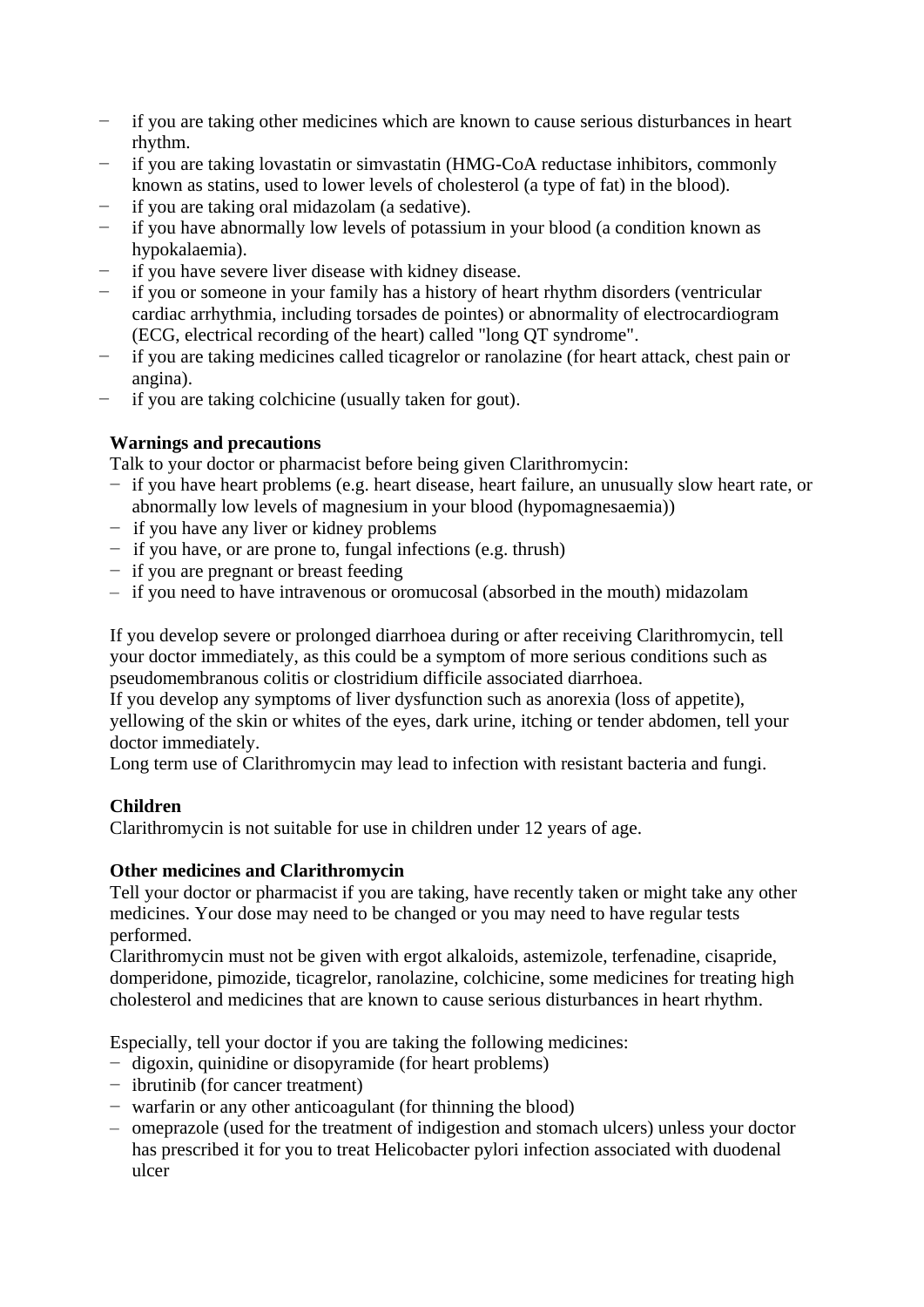- if you are taking other medicines which are known to cause serious disturbances in heart rhythm.
- if you are taking lovastatin or simvastatin (HMG-CoA reductase inhibitors, commonly known as statins, used to lower levels of cholesterol (a type of fat) in the blood).
- if you are taking oral midazolam (a sedative).
- if you have abnormally low levels of potassium in your blood (a condition known as hypokalaemia).
- if you have severe liver disease with kidney disease.
- if you or someone in your family has a history of heart rhythm disorders (ventricular cardiac arrhythmia, including torsades de pointes) or abnormality of electrocardiogram (ECG, electrical recording of the heart) called "long QT syndrome".
- if you are taking medicines called ticagrelor or ranolazine (for heart attack, chest pain or angina).
- if you are taking colchicine (usually taken for gout).

**Warnings and precautions**

Talk to your doctor or pharmacist before being given Clarithromycin:

- if you have heart problems (e.g. heart disease, heart failure, an unusually slow heart rate, or abnormally low levels of magnesium in your blood (hypomagnesaemia))
- if you have any liver or kidney problems
- if you have, or are prone to, fungal infections (e.g. thrush)
- if you are pregnant or breast feeding
- if you need to have intravenous or oromucosal (absorbed in the mouth) midazolam

If you develop severe or prolonged diarrhoea during or after receiving Clarithromycin, tell your doctor immediately, as this could be a symptom of more serious conditions such as pseudomembranous colitis or clostridium difficile associated diarrhoea.
If you develop any symptoms of liver dysfunction such as anorexia (loss of appetite), yellowing of the skin or whites of the eyes, dark urine, itching or tender abdomen, tell your doctor immediately.
Long term use of Clarithromycin may lead to infection with resistant bacteria and fungi.

**Children**

Clarithromycin is not suitable for use in children under 12 years of age.

**Other medicines and Clarithromycin**

Tell your doctor or pharmacist if you are taking, have recently taken or might take any other medicines. Your dose may need to be changed or you may need to have regular tests performed.
Clarithromycin must not be given with ergot alkaloids, astemizole, terfenadine, cisapride, domperidone, pimozide, ticagrelor, ranolazine, colchicine, some medicines for treating high cholesterol and medicines that are known to cause serious disturbances in heart rhythm.

Especially, tell your doctor if you are taking the following medicines:

- digoxin, quinidine or disopyramide (for heart problems)
- ibrutinib (for cancer treatment)
- warfarin or any other anticoagulant (for thinning the blood)
- omeprazole (used for the treatment of indigestion and stomach ulcers) unless your doctor has prescribed it for you to treat Helicobacter pylori infection associated with duodenal ulcer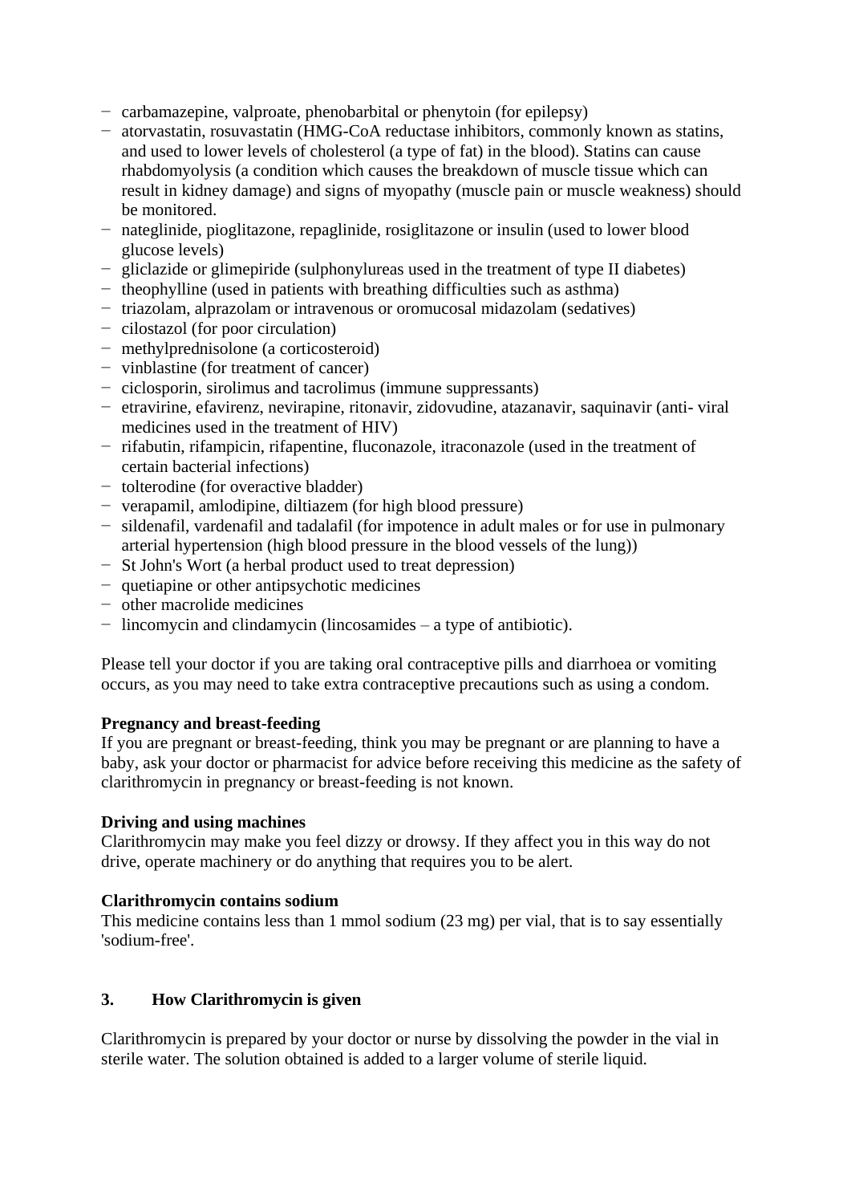- carbamazepine, valproate, phenobarbital or phenytoin (for epilepsy)
- atorvastatin, rosuvastatin (HMG-CoA reductase inhibitors, commonly known as statins, and used to lower levels of cholesterol (a type of fat) in the blood). Statins can cause rhabdomyolysis (a condition which causes the breakdown of muscle tissue which can result in kidney damage) and signs of myopathy (muscle pain or muscle weakness) should be monitored.
- nateglinide, pioglitazone, repaglinide, rosiglitazone or insulin (used to lower blood glucose levels)
- gliclazide or glimepiride (sulphonylureas used in the treatment of type II diabetes)
- theophylline (used in patients with breathing difficulties such as asthma)
- triazolam, alprazolam or intravenous or oromucosal midazolam (sedatives)
- cilostazol (for poor circulation)
- methylprednisolone (a corticosteroid)
- vinblastine (for treatment of cancer)
- ciclosporin, sirolimus and tacrolimus (immune suppressants)
- etravirine, efavirenz, nevirapine, ritonavir, zidovudine, atazanavir, saquinavir (anti- viral medicines used in the treatment of HIV)
- rifabutin, rifampicin, rifapentine, fluconazole, itraconazole (used in the treatment of certain bacterial infections)
- tolterodine (for overactive bladder)
- verapamil, amlodipine, diltiazem (for high blood pressure)
- sildenafil, vardenafil and tadalafil (for impotence in adult males or for use in pulmonary arterial hypertension (high blood pressure in the blood vessels of the lung))
- St John's Wort (a herbal product used to treat depression)
- quetiapine or other antipsychotic medicines
- other macrolide medicines
- lincomycin and clindamycin (lincosamides – a type of antibiotic).

Please tell your doctor if you are taking oral contraceptive pills and diarrhoea or vomiting occurs, as you may need to take extra contraceptive precautions such as using a condom.

**Pregnancy and breast-feeding**
If you are pregnant or breast-feeding, think you may be pregnant or are planning to have a baby, ask your doctor or pharmacist for advice before receiving this medicine as the safety of clarithromycin in pregnancy or breast-feeding is not known.

**Driving and using machines**
Clarithromycin may make you feel dizzy or drowsy. If they affect you in this way do not drive, operate machinery or do anything that requires you to be alert.

**Clarithromycin contains sodium**
This medicine contains less than 1 mmol sodium (23 mg) per vial, that is to say essentially 'sodium-free'.

## 3. How Clarithromycin is given

Clarithromycin is prepared by your doctor or nurse by dissolving the powder in the vial in sterile water. The solution obtained is added to a larger volume of sterile liquid.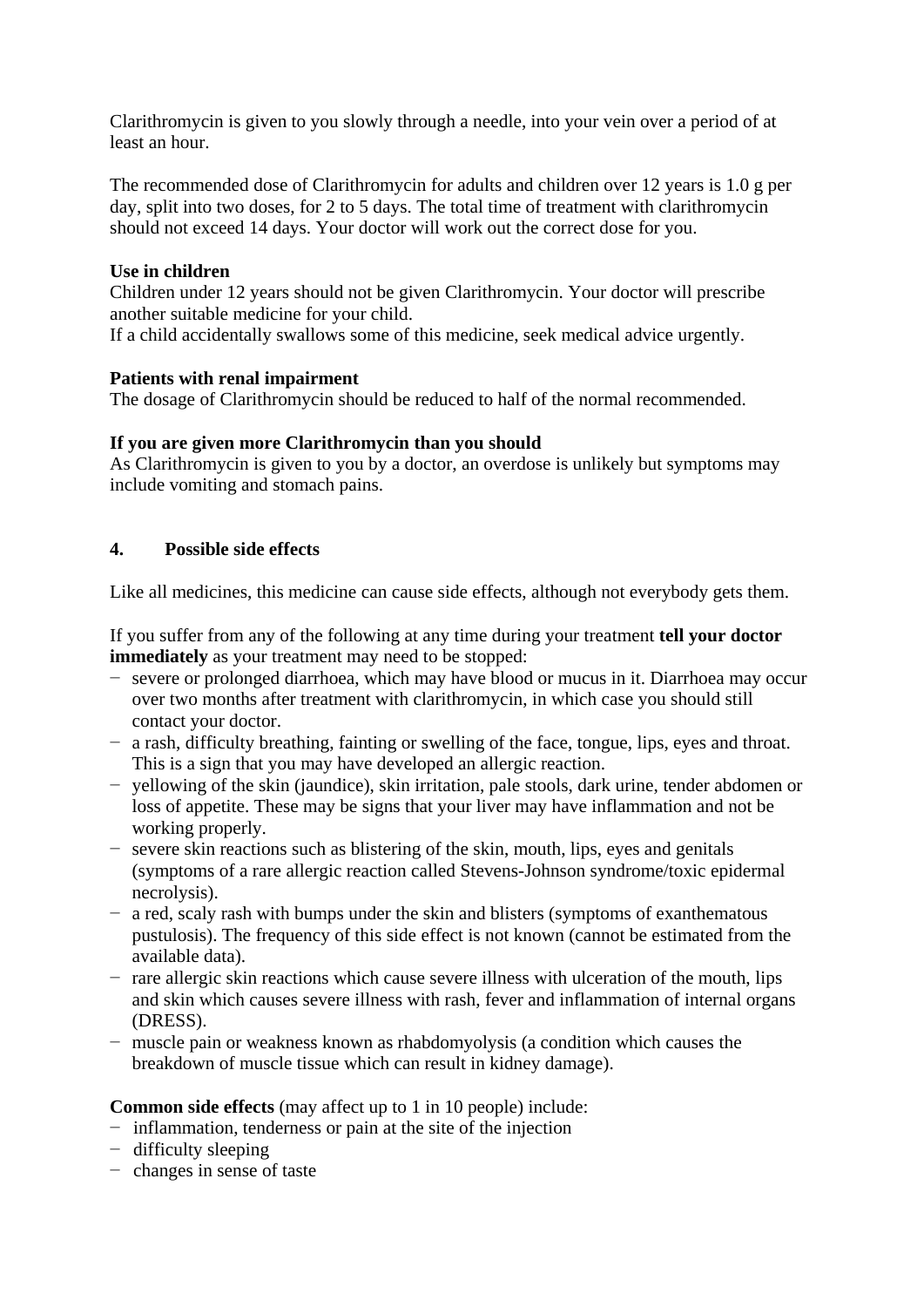Clarithromycin is given to you slowly through a needle, into your vein over a period of at least an hour.

The recommended dose of Clarithromycin for adults and children over 12 years is 1.0 g per day, split into two doses, for 2 to 5 days. The total time of treatment with clarithromycin should not exceed 14 days. Your doctor will work out the correct dose for you.

**Use in children**
Children under 12 years should not be given Clarithromycin. Your doctor will prescribe another suitable medicine for your child.
If a child accidentally swallows some of this medicine, seek medical advice urgently.

**Patients with renal impairment**
The dosage of Clarithromycin should be reduced to half of the normal recommended.

**If you are given more Clarithromycin than you should**
As Clarithromycin is given to you by a doctor, an overdose is unlikely but symptoms may include vomiting and stomach pains.

## 4. Possible side effects

Like all medicines, this medicine can cause side effects, although not everybody gets them.

If you suffer from any of the following at any time during your treatment **tell your doctor immediately** as your treatment may need to be stopped:

- severe or prolonged diarrhoea, which may have blood or mucus in it. Diarrhoea may occur over two months after treatment with clarithromycin, in which case you should still contact your doctor.
- a rash, difficulty breathing, fainting or swelling of the face, tongue, lips, eyes and throat. This is a sign that you may have developed an allergic reaction.
- yellowing of the skin (jaundice), skin irritation, pale stools, dark urine, tender abdomen or loss of appetite. These may be signs that your liver may have inflammation and not be working properly.
- severe skin reactions such as blistering of the skin, mouth, lips, eyes and genitals (symptoms of a rare allergic reaction called Stevens-Johnson syndrome/toxic epidermal necrolysis).
- a red, scaly rash with bumps under the skin and blisters (symptoms of exanthematous pustulosis). The frequency of this side effect is not known (cannot be estimated from the available data).
- rare allergic skin reactions which cause severe illness with ulceration of the mouth, lips and skin which causes severe illness with rash, fever and inflammation of internal organs (DRESS).
- muscle pain or weakness known as rhabdomyolysis (a condition which causes the breakdown of muscle tissue which can result in kidney damage).

**Common side effects** (may affect up to 1 in 10 people) include:

- inflammation, tenderness or pain at the site of the injection
- difficulty sleeping
- changes in sense of taste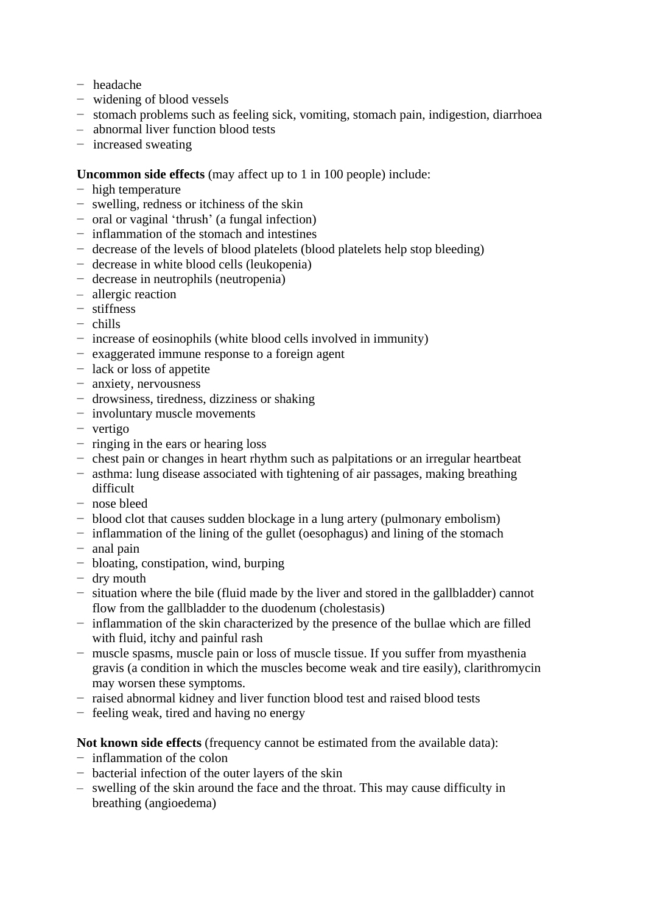- headache
- widening of blood vessels
- stomach problems such as feeling sick, vomiting, stomach pain, indigestion, diarrhoea
- abnormal liver function blood tests
- increased sweating

**Uncommon side effects** (may affect up to 1 in 100 people) include:

- high temperature
- swelling, redness or itchiness of the skin
- oral or vaginal 'thrush' (a fungal infection)
- inflammation of the stomach and intestines
- decrease of the levels of blood platelets (blood platelets help stop bleeding)
- decrease in white blood cells (leukopenia)
- decrease in neutrophils (neutropenia)
- allergic reaction
- stiffness
- chills
- increase of eosinophils (white blood cells involved in immunity)
- exaggerated immune response to a foreign agent
- lack or loss of appetite
- anxiety, nervousness
- drowsiness, tiredness, dizziness or shaking
- involuntary muscle movements
- vertigo
- ringing in the ears or hearing loss
- chest pain or changes in heart rhythm such as palpitations or an irregular heartbeat
- asthma: lung disease associated with tightening of air passages, making breathing difficult
- nose bleed
- blood clot that causes sudden blockage in a lung artery (pulmonary embolism)
- inflammation of the lining of the gullet (oesophagus) and lining of the stomach
- anal pain
- bloating, constipation, wind, burping
- dry mouth
- situation where the bile (fluid made by the liver and stored in the gallbladder) cannot flow from the gallbladder to the duodenum (cholestasis)
- inflammation of the skin characterized by the presence of the bullae which are filled with fluid, itchy and painful rash
- muscle spasms, muscle pain or loss of muscle tissue. If you suffer from myasthenia gravis (a condition in which the muscles become weak and tire easily), clarithromycin may worsen these symptoms.
- raised abnormal kidney and liver function blood test and raised blood tests
- feeling weak, tired and having no energy

**Not known side effects** (frequency cannot be estimated from the available data):

- inflammation of the colon
- bacterial infection of the outer layers of the skin
- swelling of the skin around the face and the throat. This may cause difficulty in breathing (angioedema)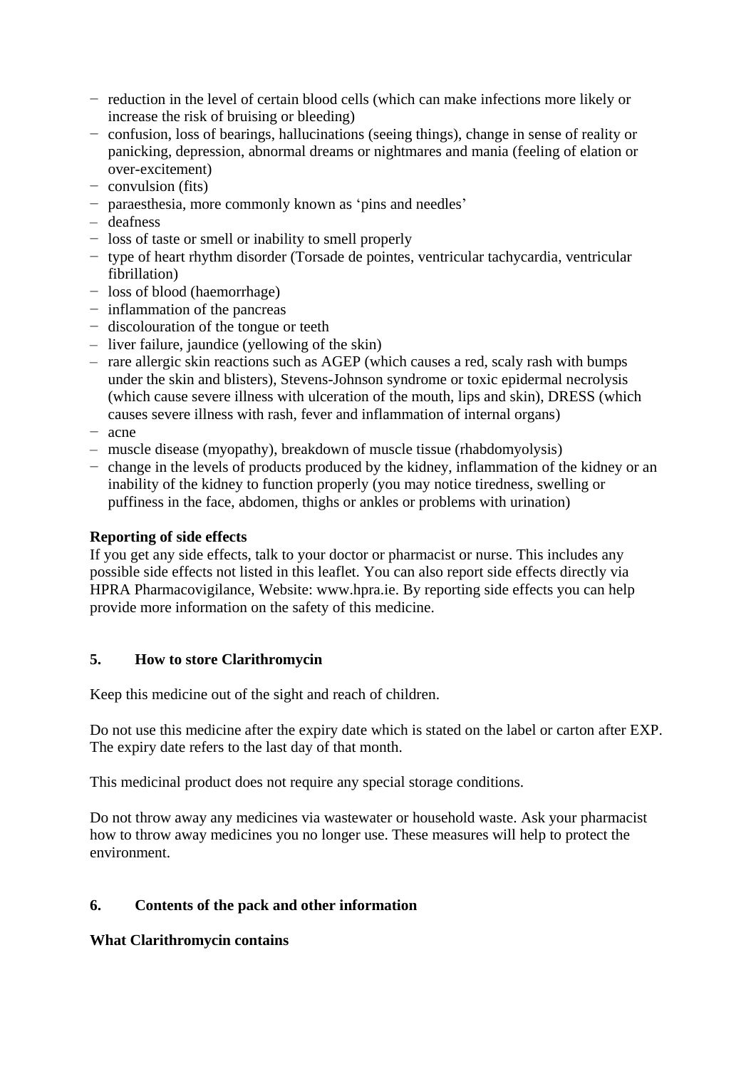- reduction in the level of certain blood cells (which can make infections more likely or increase the risk of bruising or bleeding)
- confusion, loss of bearings, hallucinations (seeing things), change in sense of reality or panicking, depression, abnormal dreams or nightmares and mania (feeling of elation or over-excitement)
- convulsion (fits)
- paraesthesia, more commonly known as 'pins and needles'
- deafness
- loss of taste or smell or inability to smell properly
- type of heart rhythm disorder (Torsade de pointes, ventricular tachycardia, ventricular fibrillation)
- loss of blood (haemorrhage)
- inflammation of the pancreas
- discolouration of the tongue or teeth
- liver failure, jaundice (yellowing of the skin)
- rare allergic skin reactions such as AGEP (which causes a red, scaly rash with bumps under the skin and blisters), Stevens-Johnson syndrome or toxic epidermal necrolysis (which cause severe illness with ulceration of the mouth, lips and skin), DRESS (which causes severe illness with rash, fever and inflammation of internal organs)
- acne
- muscle disease (myopathy), breakdown of muscle tissue (rhabdomyolysis)
- change in the levels of products produced by the kidney, inflammation of the kidney or an inability of the kidney to function properly (you may notice tiredness, swelling or puffiness in the face, abdomen, thighs or ankles or problems with urination)

**Reporting of side effects**
If you get any side effects, talk to your doctor or pharmacist or nurse. This includes any possible side effects not listed in this leaflet. You can also report side effects directly via HPRA Pharmacovigilance, Website: www.hpra.ie. By reporting side effects you can help provide more information on the safety of this medicine.

## 5. How to store Clarithromycin

Keep this medicine out of the sight and reach of children.

Do not use this medicine after the expiry date which is stated on the label or carton after EXP. The expiry date refers to the last day of that month.

This medicinal product does not require any special storage conditions.

Do not throw away any medicines via wastewater or household waste. Ask your pharmacist how to throw away medicines you no longer use. These measures will help to protect the environment.

## 6. Contents of the pack and other information

**What Clarithromycin contains**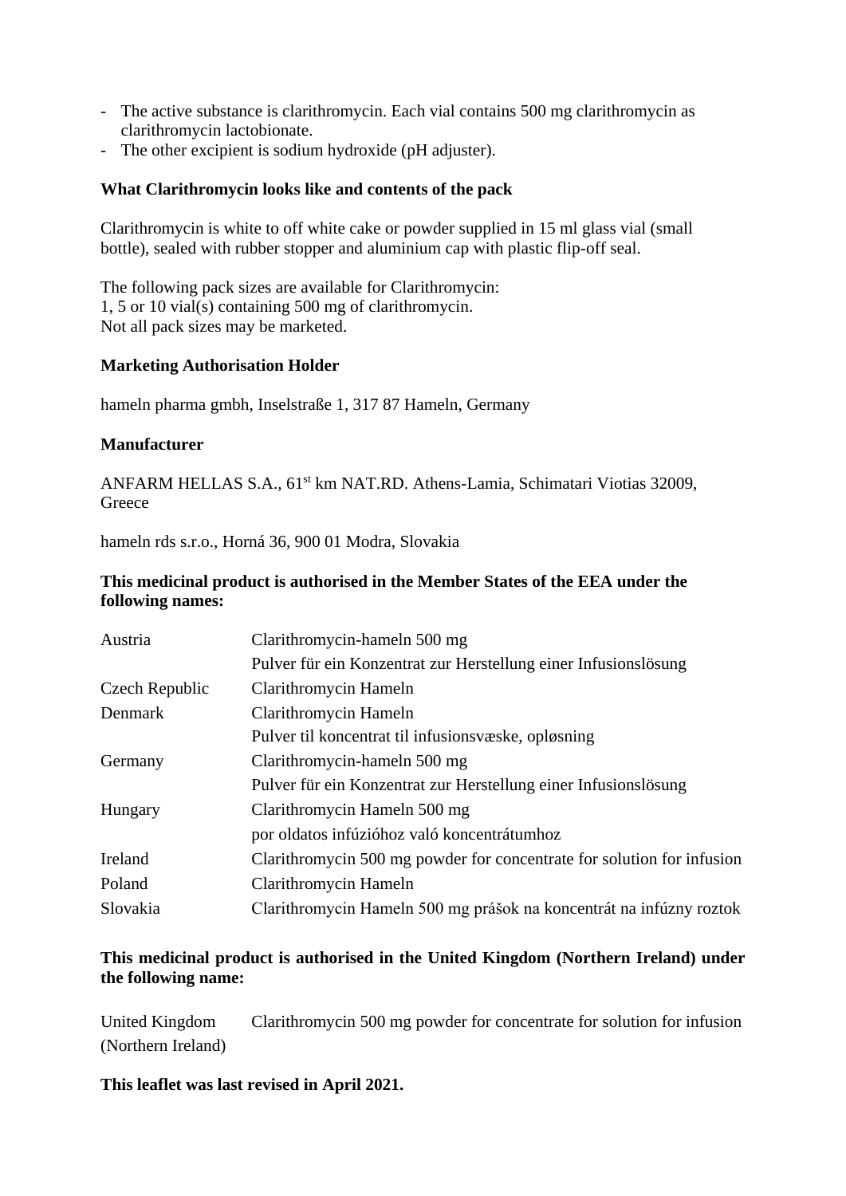- The active substance is clarithromycin. Each vial contains 500 mg clarithromycin as clarithromycin lactobionate.
- The other excipient is sodium hydroxide (pH adjuster).

**What Clarithromycin looks like and contents of the pack**

Clarithromycin is white to off white cake or powder supplied in 15 ml glass vial (small bottle), sealed with rubber stopper and aluminium cap with plastic flip-off seal.

The following pack sizes are available for Clarithromycin:
1, 5 or 10 vial(s) containing 500 mg of clarithromycin.
Not all pack sizes may be marketed.

**Marketing Authorisation Holder**

hameln pharma gmbh, Inselstraße 1, 317 87 Hameln, Germany

**Manufacturer**

ANFARM HELLAS S.A., 61st km NAT.RD. Athens-Lamia, Schimatari Viotias 32009, Greece

hameln rds s.r.o., Horná 36, 900 01 Modra, Slovakia

**This medicinal product is authorised in the Member States of the EEA under the following names:**

| | |
|---|---|
| Austria | Clarithromycin-hameln 500 mg Pulver für ein Konzentrat zur Herstellung einer Infusionslösung |
| Czech Republic | Clarithromycin Hameln |
| Denmark | Clarithromycin Hameln Pulver til koncentrat til infusionsvæske, opløsning |
| Germany | Clarithromycin-hameln 500 mg Pulver für ein Konzentrat zur Herstellung einer Infusionslösung |
| Hungary | Clarithromycin Hameln 500 mg por oldatos infúzióhoz való koncentrátumhoz |
| Ireland | Clarithromycin 500 mg powder for concentrate for solution for infusion |
| Poland | Clarithromycin Hameln |
| Slovakia | Clarithromycin Hameln 500 mg prášok na koncentrát na infúzny roztok |

**This medicinal product is authorised in the United Kingdom (Northern Ireland) under the following name:**

| | |
|---|---|
| United Kingdom (Northern Ireland) | Clarithromycin 500 mg powder for concentrate for solution for infusion |

**This leaflet was last revised in April 2021.**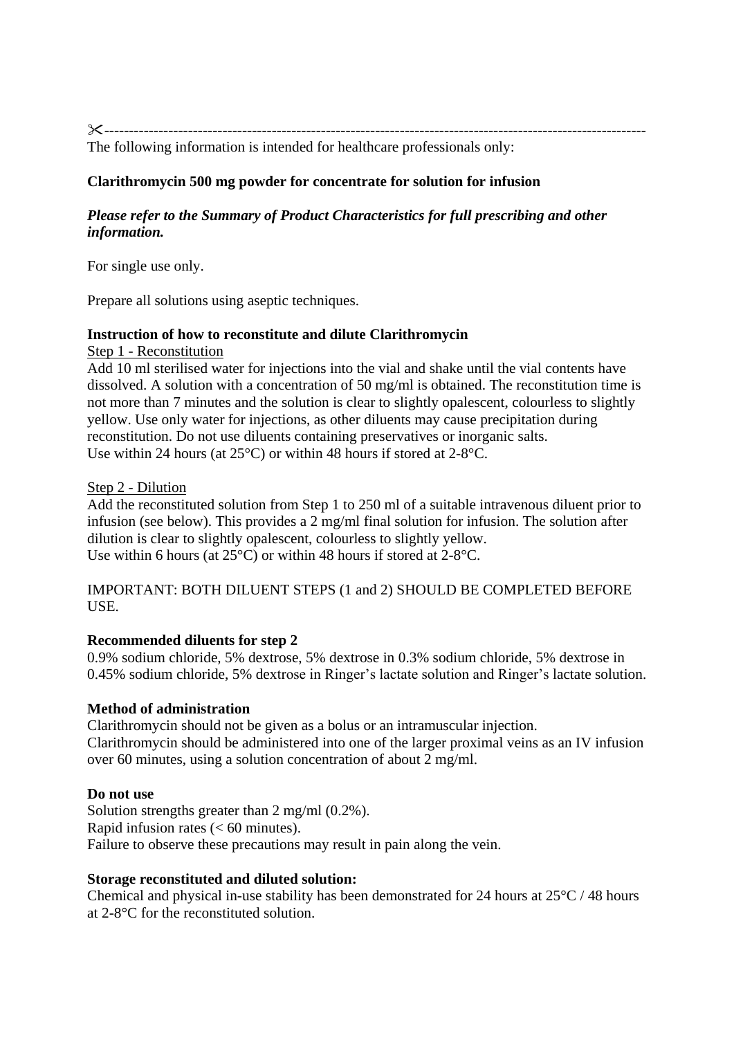✂------------------------------------------------------------------------------------------------------------

The following information is intended for healthcare professionals only:

**Clarithromycin 500 mg powder for concentrate for solution for infusion**

***Please refer to the Summary of Product Characteristics for full prescribing and other information.***

For single use only.

Prepare all solutions using aseptic techniques.

**Instruction of how to reconstitute and dilute Clarithromycin**

Step 1 - Reconstitution

Add 10 ml sterilised water for injections into the vial and shake until the vial contents have dissolved. A solution with a concentration of 50 mg/ml is obtained. The reconstitution time is not more than 7 minutes and the solution is clear to slightly opalescent, colourless to slightly yellow. Use only water for injections, as other diluents may cause precipitation during reconstitution. Do not use diluents containing preservatives or inorganic salts.
Use within 24 hours (at 25°C) or within 48 hours if stored at 2-8°C.

Step 2 - Dilution

Add the reconstituted solution from Step 1 to 250 ml of a suitable intravenous diluent prior to infusion (see below). This provides a 2 mg/ml final solution for infusion. The solution after dilution is clear to slightly opalescent, colourless to slightly yellow.
Use within 6 hours (at 25°C) or within 48 hours if stored at 2-8°C.

IMPORTANT: BOTH DILUENT STEPS (1 and 2) SHOULD BE COMPLETED BEFORE USE.

**Recommended diluents for step 2**

0.9% sodium chloride, 5% dextrose, 5% dextrose in 0.3% sodium chloride, 5% dextrose in 0.45% sodium chloride, 5% dextrose in Ringer's lactate solution and Ringer's lactate solution.

**Method of administration**

Clarithromycin should not be given as a bolus or an intramuscular injection.
Clarithromycin should be administered into one of the larger proximal veins as an IV infusion over 60 minutes, using a solution concentration of about 2 mg/ml.

**Do not use**

Solution strengths greater than 2 mg/ml (0.2%).
Rapid infusion rates (< 60 minutes).
Failure to observe these precautions may result in pain along the vein.

**Storage reconstituted and diluted solution:**

Chemical and physical in-use stability has been demonstrated for 24 hours at 25°C / 48 hours at 2-8°C for the reconstituted solution.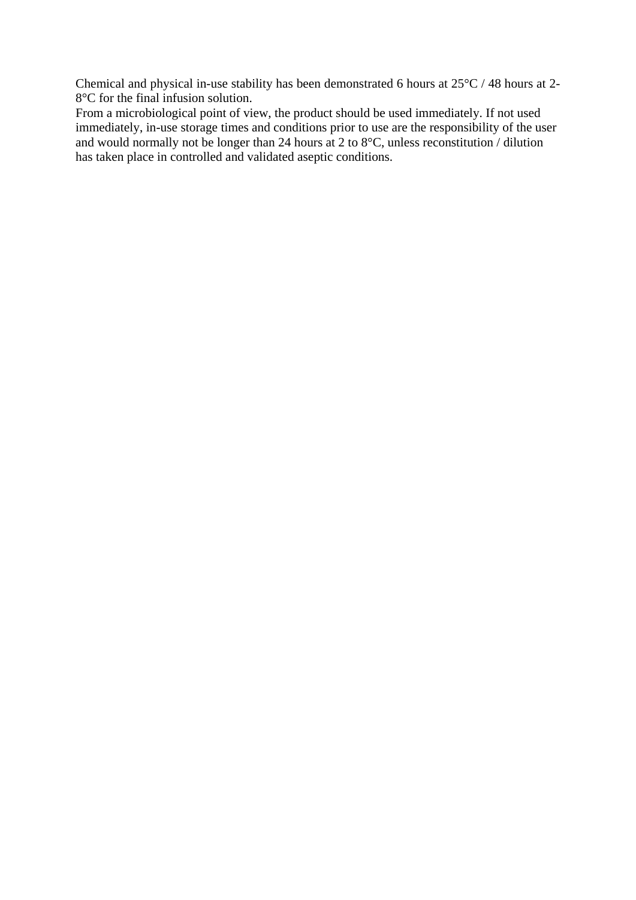Chemical and physical in-use stability has been demonstrated 6 hours at 25°C / 48 hours at 2-8°C for the final infusion solution.
From a microbiological point of view, the product should be used immediately. If not used immediately, in-use storage times and conditions prior to use are the responsibility of the user and would normally not be longer than 24 hours at 2 to 8°C, unless reconstitution / dilution has taken place in controlled and validated aseptic conditions.